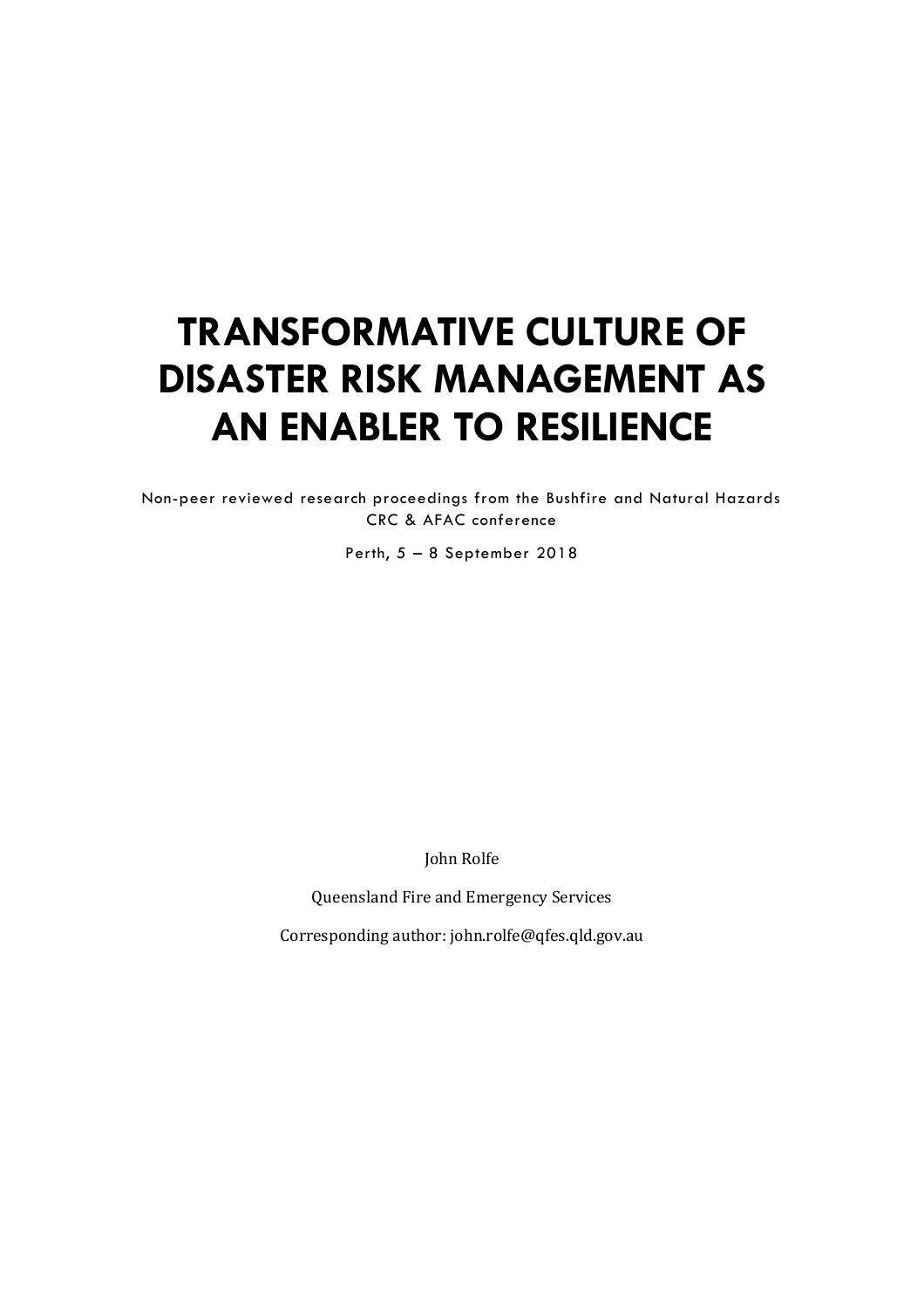# TRANSFORMATIVE CULTURE OF DISASTER RISK MANAGEMENT AS AN ENABLER TO RESILIENCE

Non-peer reviewed research proceedings from the Bushfire and Natural Hazards CRC & AFAC conference

Perth, 5 – 8 September 2018

John Rolfe

Queensland Fire and Emergency Services

Corresponding author: john.rolfe@qfes.qld.gov.au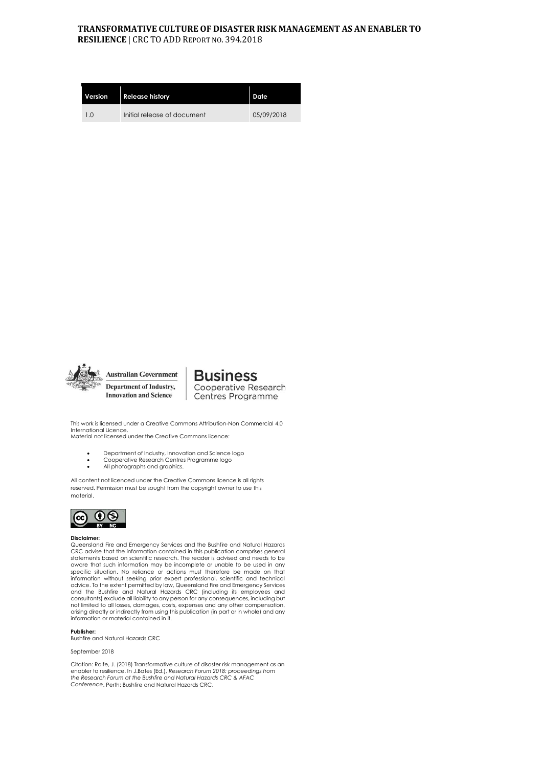**TRANSFORMATIVE CULTURE OF DISASTER RISK MANAGEMENT AS AN ENABLER TO RESILIENCE** | CRC TO ADD REPORT NO. 394.2018

| Version | Release history | Date |
| --- | --- | --- |
| 1.0 | Initial release of document | 05/09/2018 |

Australian Government
Department of Industry, Innovation and Science

Business
Cooperative Research Centres Programme

This work is licensed under a Creative Commons Attribution-Non Commercial 4.0 International Licence.
Material not licensed under the Creative Commons licence:

- Department of Industry, Innovation and Science logo
- Cooperative Research Centres Programme logo
- All photographs and graphics.

All content not licenced under the Creative Commons licence is all rights reserved. Permission must be sought from the copyright owner to use this material.

**Disclaimer:**
Queensland Fire and Emergency Services and the Bushfire and Natural Hazards CRC advise that the information contained in this publication comprises general statements based on scientific research. The reader is advised and needs to be aware that such information may be incomplete or unable to be used in any specific situation. No reliance or actions must therefore be made on that information without seeking prior expert professional, scientific and technical advice. To the extent permitted by law, Queensland Fire and Emergency Services and the Bushfire and Natural Hazards CRC (including its employees and consultants) exclude all liability to any person for any consequences, including but not limited to all losses, damages, costs, expenses and any other compensation, arising directly or indirectly from using this publication (in part or in whole) and any information or material contained in it.

**Publisher:**
Bushfire and Natural Hazards CRC

September 2018

Citation: Rolfe, J. (2018) Transformative culture of disaster risk management as an enabler to resilience. In J.Bates (Ed.), *Research Forum 2018: proceedings from the Research Forum at the Bushfire and Natural Hazards CRC & AFAC Conference*. Perth: Bushfire and Natural Hazards CRC.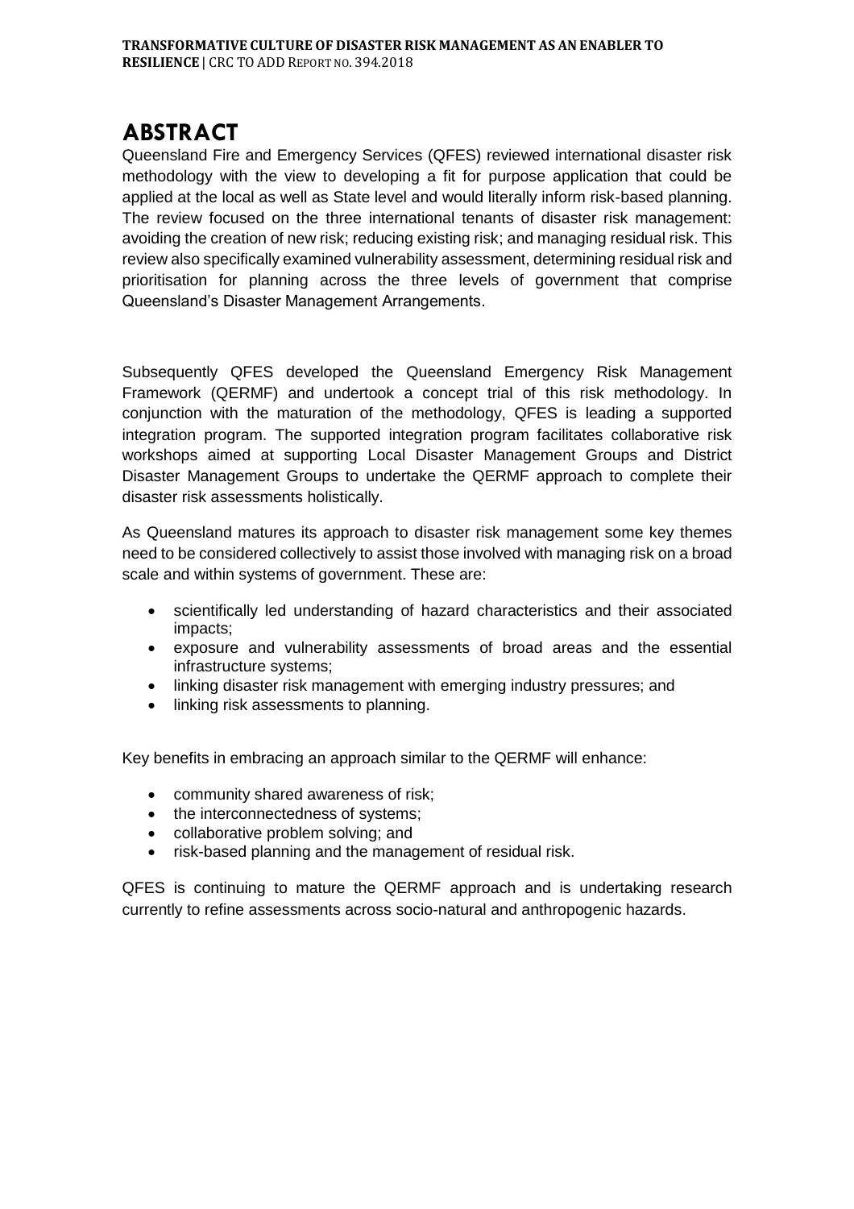# ABSTRACT

Queensland Fire and Emergency Services (QFES) reviewed international disaster risk methodology with the view to developing a fit for purpose application that could be applied at the local as well as State level and would literally inform risk-based planning. The review focused on the three international tenants of disaster risk management: avoiding the creation of new risk; reducing existing risk; and managing residual risk. This review also specifically examined vulnerability assessment, determining residual risk and prioritisation for planning across the three levels of government that comprise Queensland's Disaster Management Arrangements.

Subsequently QFES developed the Queensland Emergency Risk Management Framework (QERMF) and undertook a concept trial of this risk methodology. In conjunction with the maturation of the methodology, QFES is leading a supported integration program. The supported integration program facilitates collaborative risk workshops aimed at supporting Local Disaster Management Groups and District Disaster Management Groups to undertake the QERMF approach to complete their disaster risk assessments holistically.

As Queensland matures its approach to disaster risk management some key themes need to be considered collectively to assist those involved with managing risk on a broad scale and within systems of government. These are:

- scientifically led understanding of hazard characteristics and their associated impacts;
- exposure and vulnerability assessments of broad areas and the essential infrastructure systems;
- linking disaster risk management with emerging industry pressures; and
- linking risk assessments to planning.

Key benefits in embracing an approach similar to the QERMF will enhance:

- community shared awareness of risk;
- the interconnectedness of systems;
- collaborative problem solving; and
- risk-based planning and the management of residual risk.

QFES is continuing to mature the QERMF approach and is undertaking research currently to refine assessments across socio-natural and anthropogenic hazards.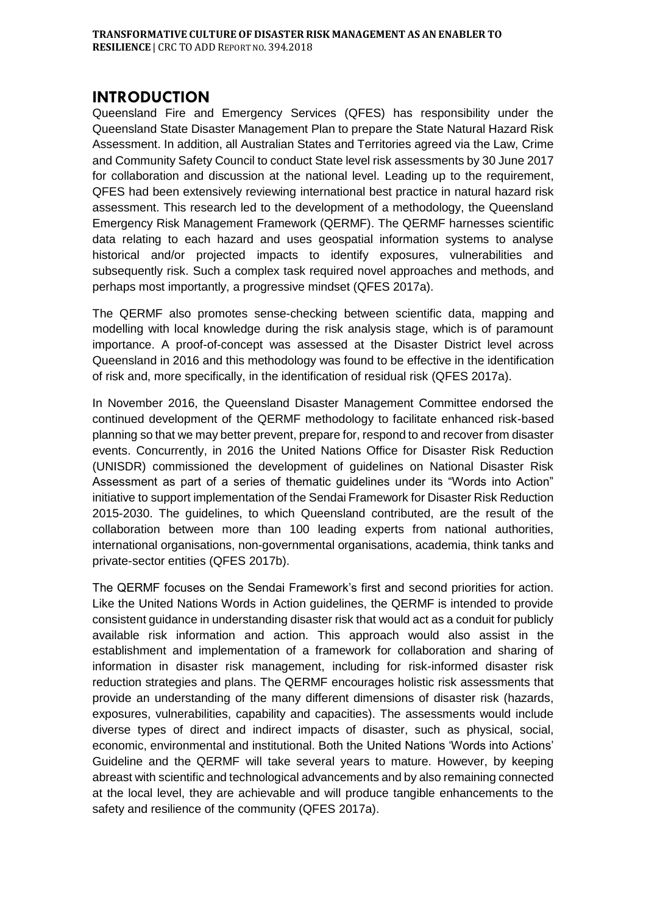# INTRODUCTION

Queensland Fire and Emergency Services (QFES) has responsibility under the Queensland State Disaster Management Plan to prepare the State Natural Hazard Risk Assessment. In addition, all Australian States and Territories agreed via the Law, Crime and Community Safety Council to conduct State level risk assessments by 30 June 2017 for collaboration and discussion at the national level. Leading up to the requirement, QFES had been extensively reviewing international best practice in natural hazard risk assessment. This research led to the development of a methodology, the Queensland Emergency Risk Management Framework (QERMF). The QERMF harnesses scientific data relating to each hazard and uses geospatial information systems to analyse historical and/or projected impacts to identify exposures, vulnerabilities and subsequently risk. Such a complex task required novel approaches and methods, and perhaps most importantly, a progressive mindset (QFES 2017a).

The QERMF also promotes sense-checking between scientific data, mapping and modelling with local knowledge during the risk analysis stage, which is of paramount importance. A proof-of-concept was assessed at the Disaster District level across Queensland in 2016 and this methodology was found to be effective in the identification of risk and, more specifically, in the identification of residual risk (QFES 2017a).

In November 2016, the Queensland Disaster Management Committee endorsed the continued development of the QERMF methodology to facilitate enhanced risk-based planning so that we may better prevent, prepare for, respond to and recover from disaster events. Concurrently, in 2016 the United Nations Office for Disaster Risk Reduction (UNISDR) commissioned the development of guidelines on National Disaster Risk Assessment as part of a series of thematic guidelines under its "Words into Action" initiative to support implementation of the Sendai Framework for Disaster Risk Reduction 2015-2030. The guidelines, to which Queensland contributed, are the result of the collaboration between more than 100 leading experts from national authorities, international organisations, non-governmental organisations, academia, think tanks and private-sector entities (QFES 2017b).

The QERMF focuses on the Sendai Framework's first and second priorities for action. Like the United Nations Words in Action guidelines, the QERMF is intended to provide consistent guidance in understanding disaster risk that would act as a conduit for publicly available risk information and action. This approach would also assist in the establishment and implementation of a framework for collaboration and sharing of information in disaster risk management, including for risk-informed disaster risk reduction strategies and plans. The QERMF encourages holistic risk assessments that provide an understanding of the many different dimensions of disaster risk (hazards, exposures, vulnerabilities, capability and capacities). The assessments would include diverse types of direct and indirect impacts of disaster, such as physical, social, economic, environmental and institutional. Both the United Nations 'Words into Actions' Guideline and the QERMF will take several years to mature. However, by keeping abreast with scientific and technological advancements and by also remaining connected at the local level, they are achievable and will produce tangible enhancements to the safety and resilience of the community (QFES 2017a).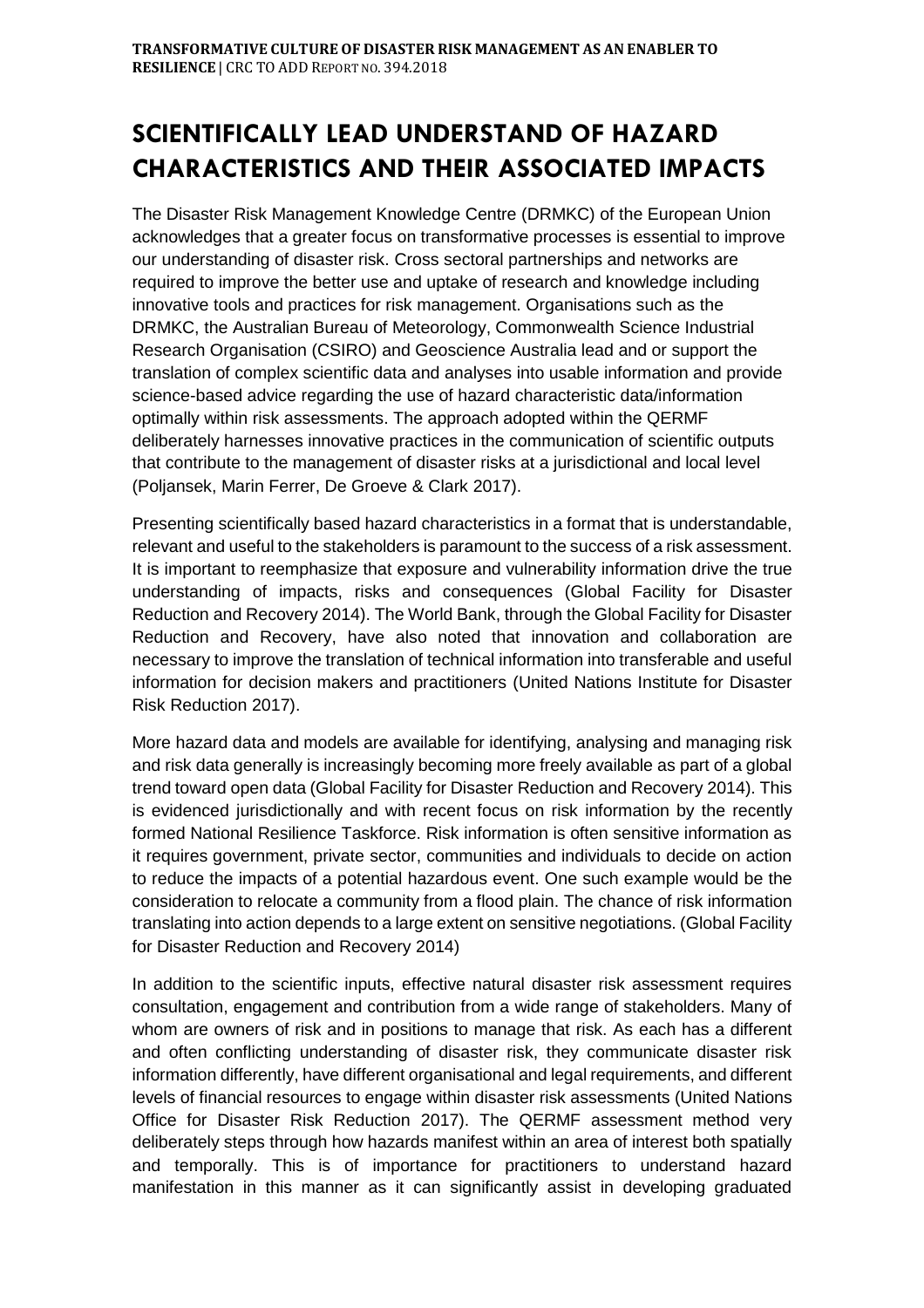# SCIENTIFICALLY LEAD UNDERSTAND OF HAZARD CHARACTERISTICS AND THEIR ASSOCIATED IMPACTS

The Disaster Risk Management Knowledge Centre (DRMKC) of the European Union acknowledges that a greater focus on transformative processes is essential to improve our understanding of disaster risk. Cross sectoral partnerships and networks are required to improve the better use and uptake of research and knowledge including innovative tools and practices for risk management. Organisations such as the DRMKC, the Australian Bureau of Meteorology, Commonwealth Science Industrial Research Organisation (CSIRO) and Geoscience Australia lead and or support the translation of complex scientific data and analyses into usable information and provide science-based advice regarding the use of hazard characteristic data/information optimally within risk assessments. The approach adopted within the QERMF deliberately harnesses innovative practices in the communication of scientific outputs that contribute to the management of disaster risks at a jurisdictional and local level (Poljansek, Marin Ferrer, De Groeve & Clark 2017).

Presenting scientifically based hazard characteristics in a format that is understandable, relevant and useful to the stakeholders is paramount to the success of a risk assessment. It is important to reemphasize that exposure and vulnerability information drive the true understanding of impacts, risks and consequences (Global Facility for Disaster Reduction and Recovery 2014). The World Bank, through the Global Facility for Disaster Reduction and Recovery, have also noted that innovation and collaboration are necessary to improve the translation of technical information into transferable and useful information for decision makers and practitioners (United Nations Institute for Disaster Risk Reduction 2017).

More hazard data and models are available for identifying, analysing and managing risk and risk data generally is increasingly becoming more freely available as part of a global trend toward open data (Global Facility for Disaster Reduction and Recovery 2014). This is evidenced jurisdictionally and with recent focus on risk information by the recently formed National Resilience Taskforce. Risk information is often sensitive information as it requires government, private sector, communities and individuals to decide on action to reduce the impacts of a potential hazardous event. One such example would be the consideration to relocate a community from a flood plain. The chance of risk information translating into action depends to a large extent on sensitive negotiations. (Global Facility for Disaster Reduction and Recovery 2014)

In addition to the scientific inputs, effective natural disaster risk assessment requires consultation, engagement and contribution from a wide range of stakeholders. Many of whom are owners of risk and in positions to manage that risk. As each has a different and often conflicting understanding of disaster risk, they communicate disaster risk information differently, have different organisational and legal requirements, and different levels of financial resources to engage within disaster risk assessments (United Nations Office for Disaster Risk Reduction 2017). The QERMF assessment method very deliberately steps through how hazards manifest within an area of interest both spatially and temporally. This is of importance for practitioners to understand hazard manifestation in this manner as it can significantly assist in developing graduated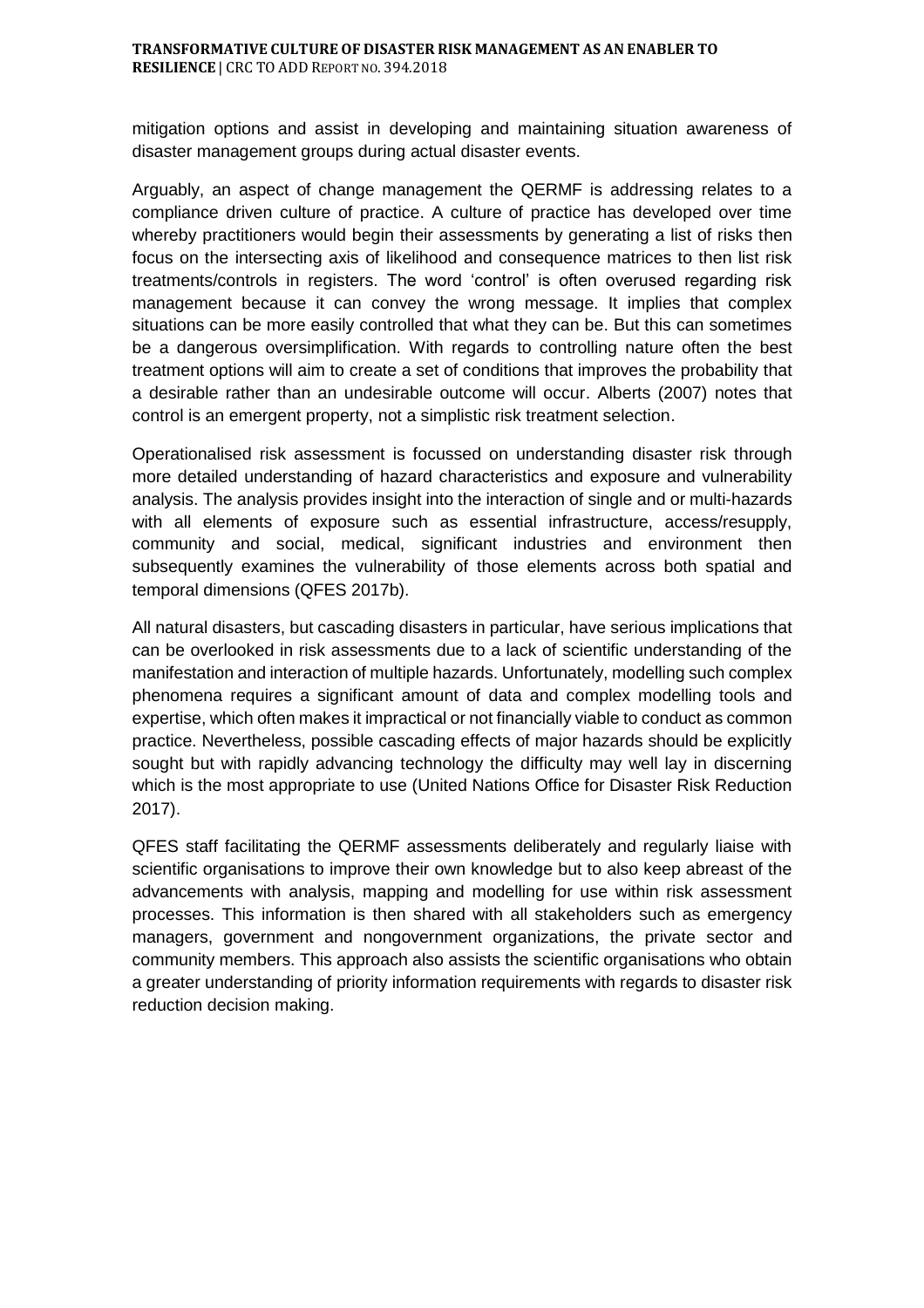mitigation options and assist in developing and maintaining situation awareness of disaster management groups during actual disaster events.

Arguably, an aspect of change management the QERMF is addressing relates to a compliance driven culture of practice. A culture of practice has developed over time whereby practitioners would begin their assessments by generating a list of risks then focus on the intersecting axis of likelihood and consequence matrices to then list risk treatments/controls in registers. The word 'control' is often overused regarding risk management because it can convey the wrong message. It implies that complex situations can be more easily controlled that what they can be. But this can sometimes be a dangerous oversimplification. With regards to controlling nature often the best treatment options will aim to create a set of conditions that improves the probability that a desirable rather than an undesirable outcome will occur. Alberts (2007) notes that control is an emergent property, not a simplistic risk treatment selection.

Operationalised risk assessment is focussed on understanding disaster risk through more detailed understanding of hazard characteristics and exposure and vulnerability analysis. The analysis provides insight into the interaction of single and or multi-hazards with all elements of exposure such as essential infrastructure, access/resupply, community and social, medical, significant industries and environment then subsequently examines the vulnerability of those elements across both spatial and temporal dimensions (QFES 2017b).

All natural disasters, but cascading disasters in particular, have serious implications that can be overlooked in risk assessments due to a lack of scientific understanding of the manifestation and interaction of multiple hazards. Unfortunately, modelling such complex phenomena requires a significant amount of data and complex modelling tools and expertise, which often makes it impractical or not financially viable to conduct as common practice. Nevertheless, possible cascading effects of major hazards should be explicitly sought but with rapidly advancing technology the difficulty may well lay in discerning which is the most appropriate to use (United Nations Office for Disaster Risk Reduction 2017).

QFES staff facilitating the QERMF assessments deliberately and regularly liaise with scientific organisations to improve their own knowledge but to also keep abreast of the advancements with analysis, mapping and modelling for use within risk assessment processes. This information is then shared with all stakeholders such as emergency managers, government and nongovernment organizations, the private sector and community members. This approach also assists the scientific organisations who obtain a greater understanding of priority information requirements with regards to disaster risk reduction decision making.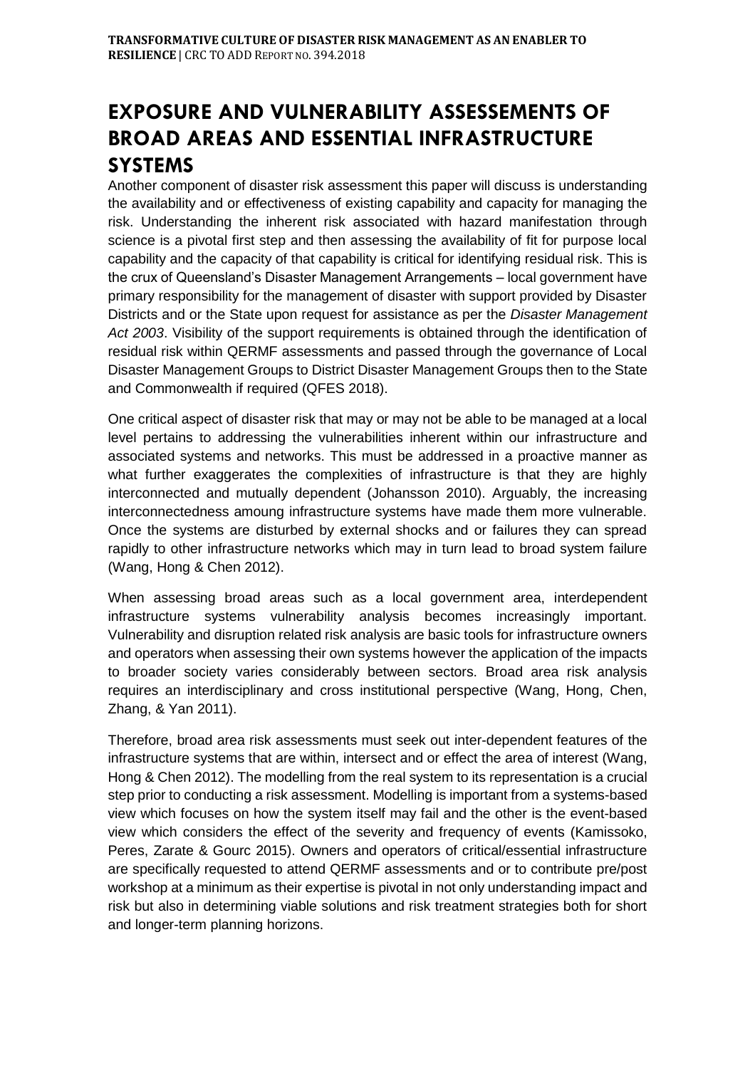# EXPOSURE AND VULNERABILITY ASSESEMENTS OF BROAD AREAS AND ESSENTIAL INFRASTRUCTURE SYSTEMS

Another component of disaster risk assessment this paper will discuss is understanding the availability and or effectiveness of existing capability and capacity for managing the risk. Understanding the inherent risk associated with hazard manifestation through science is a pivotal first step and then assessing the availability of fit for purpose local capability and the capacity of that capability is critical for identifying residual risk. This is the crux of Queensland's Disaster Management Arrangements – local government have primary responsibility for the management of disaster with support provided by Disaster Districts and or the State upon request for assistance as per the *Disaster Management Act 2003*. Visibility of the support requirements is obtained through the identification of residual risk within QERMF assessments and passed through the governance of Local Disaster Management Groups to District Disaster Management Groups then to the State and Commonwealth if required (QFES 2018).

One critical aspect of disaster risk that may or may not be able to be managed at a local level pertains to addressing the vulnerabilities inherent within our infrastructure and associated systems and networks. This must be addressed in a proactive manner as what further exaggerates the complexities of infrastructure is that they are highly interconnected and mutually dependent (Johansson 2010). Arguably, the increasing interconnectedness amoung infrastructure systems have made them more vulnerable. Once the systems are disturbed by external shocks and or failures they can spread rapidly to other infrastructure networks which may in turn lead to broad system failure (Wang, Hong & Chen 2012).

When assessing broad areas such as a local government area, interdependent infrastructure systems vulnerability analysis becomes increasingly important. Vulnerability and disruption related risk analysis are basic tools for infrastructure owners and operators when assessing their own systems however the application of the impacts to broader society varies considerably between sectors. Broad area risk analysis requires an interdisciplinary and cross institutional perspective (Wang, Hong, Chen, Zhang, & Yan 2011).

Therefore, broad area risk assessments must seek out inter-dependent features of the infrastructure systems that are within, intersect and or effect the area of interest (Wang, Hong & Chen 2012). The modelling from the real system to its representation is a crucial step prior to conducting a risk assessment. Modelling is important from a systems-based view which focuses on how the system itself may fail and the other is the event-based view which considers the effect of the severity and frequency of events (Kamissoko, Peres, Zarate & Gourc 2015). Owners and operators of critical/essential infrastructure are specifically requested to attend QERMF assessments and or to contribute pre/post workshop at a minimum as their expertise is pivotal in not only understanding impact and risk but also in determining viable solutions and risk treatment strategies both for short and longer-term planning horizons.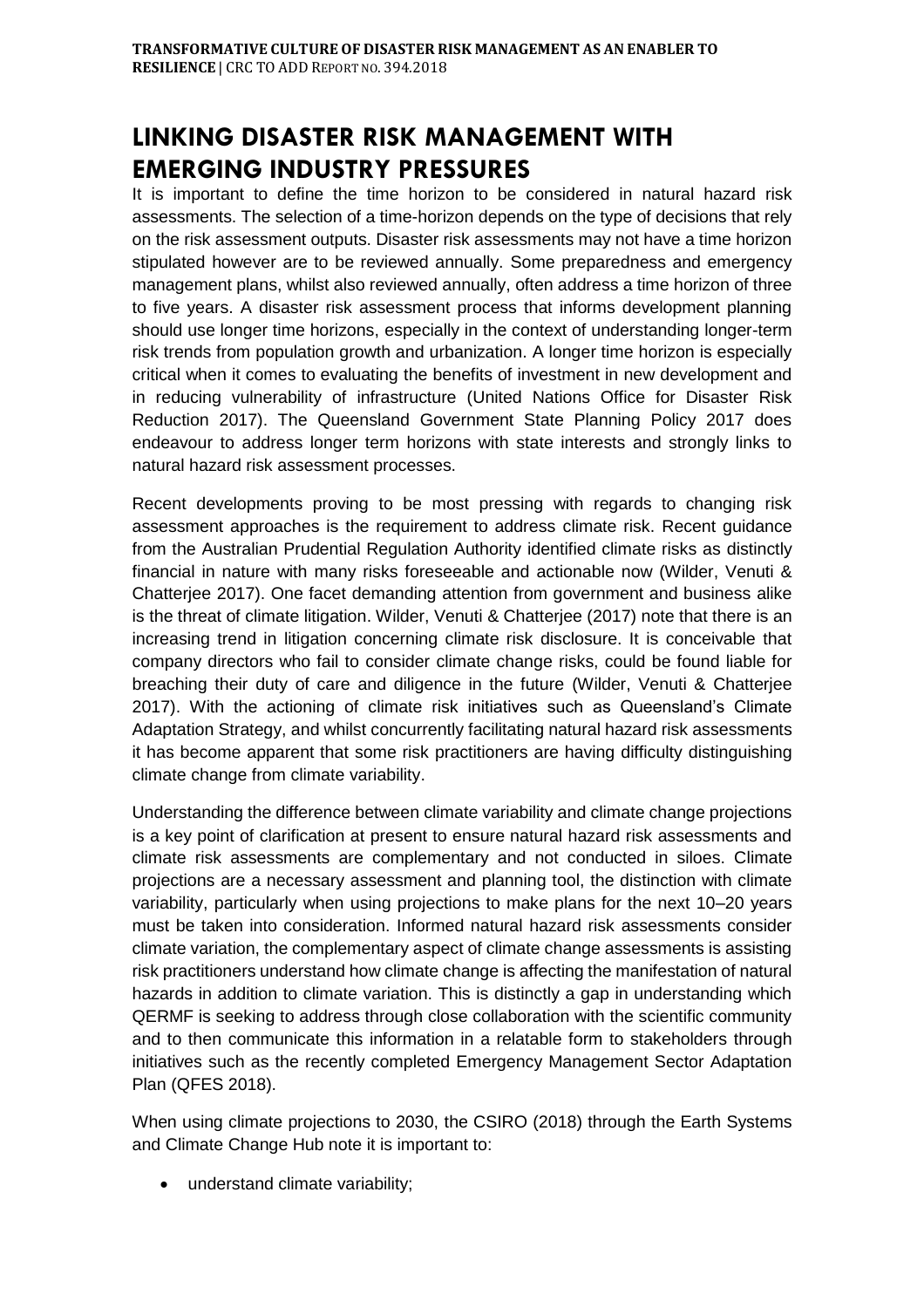## LINKING DISASTER RISK MANAGEMENT WITH EMERGING INDUSTRY PRESSURES

It is important to define the time horizon to be considered in natural hazard risk assessments. The selection of a time-horizon depends on the type of decisions that rely on the risk assessment outputs. Disaster risk assessments may not have a time horizon stipulated however are to be reviewed annually. Some preparedness and emergency management plans, whilst also reviewed annually, often address a time horizon of three to five years. A disaster risk assessment process that informs development planning should use longer time horizons, especially in the context of understanding longer-term risk trends from population growth and urbanization. A longer time horizon is especially critical when it comes to evaluating the benefits of investment in new development and in reducing vulnerability of infrastructure (United Nations Office for Disaster Risk Reduction 2017). The Queensland Government State Planning Policy 2017 does endeavour to address longer term horizons with state interests and strongly links to natural hazard risk assessment processes.

Recent developments proving to be most pressing with regards to changing risk assessment approaches is the requirement to address climate risk. Recent guidance from the Australian Prudential Regulation Authority identified climate risks as distinctly financial in nature with many risks foreseeable and actionable now (Wilder, Venuti & Chatterjee 2017). One facet demanding attention from government and business alike is the threat of climate litigation. Wilder, Venuti & Chatterjee (2017) note that there is an increasing trend in litigation concerning climate risk disclosure. It is conceivable that company directors who fail to consider climate change risks, could be found liable for breaching their duty of care and diligence in the future (Wilder, Venuti & Chatterjee 2017). With the actioning of climate risk initiatives such as Queensland's Climate Adaptation Strategy, and whilst concurrently facilitating natural hazard risk assessments it has become apparent that some risk practitioners are having difficulty distinguishing climate change from climate variability.

Understanding the difference between climate variability and climate change projections is a key point of clarification at present to ensure natural hazard risk assessments and climate risk assessments are complementary and not conducted in siloes. Climate projections are a necessary assessment and planning tool, the distinction with climate variability, particularly when using projections to make plans for the next 10–20 years must be taken into consideration. Informed natural hazard risk assessments consider climate variation, the complementary aspect of climate change assessments is assisting risk practitioners understand how climate change is affecting the manifestation of natural hazards in addition to climate variation. This is distinctly a gap in understanding which QERMF is seeking to address through close collaboration with the scientific community and to then communicate this information in a relatable form to stakeholders through initiatives such as the recently completed Emergency Management Sector Adaptation Plan (QFES 2018).

When using climate projections to 2030, the CSIRO (2018) through the Earth Systems and Climate Change Hub note it is important to:

- understand climate variability;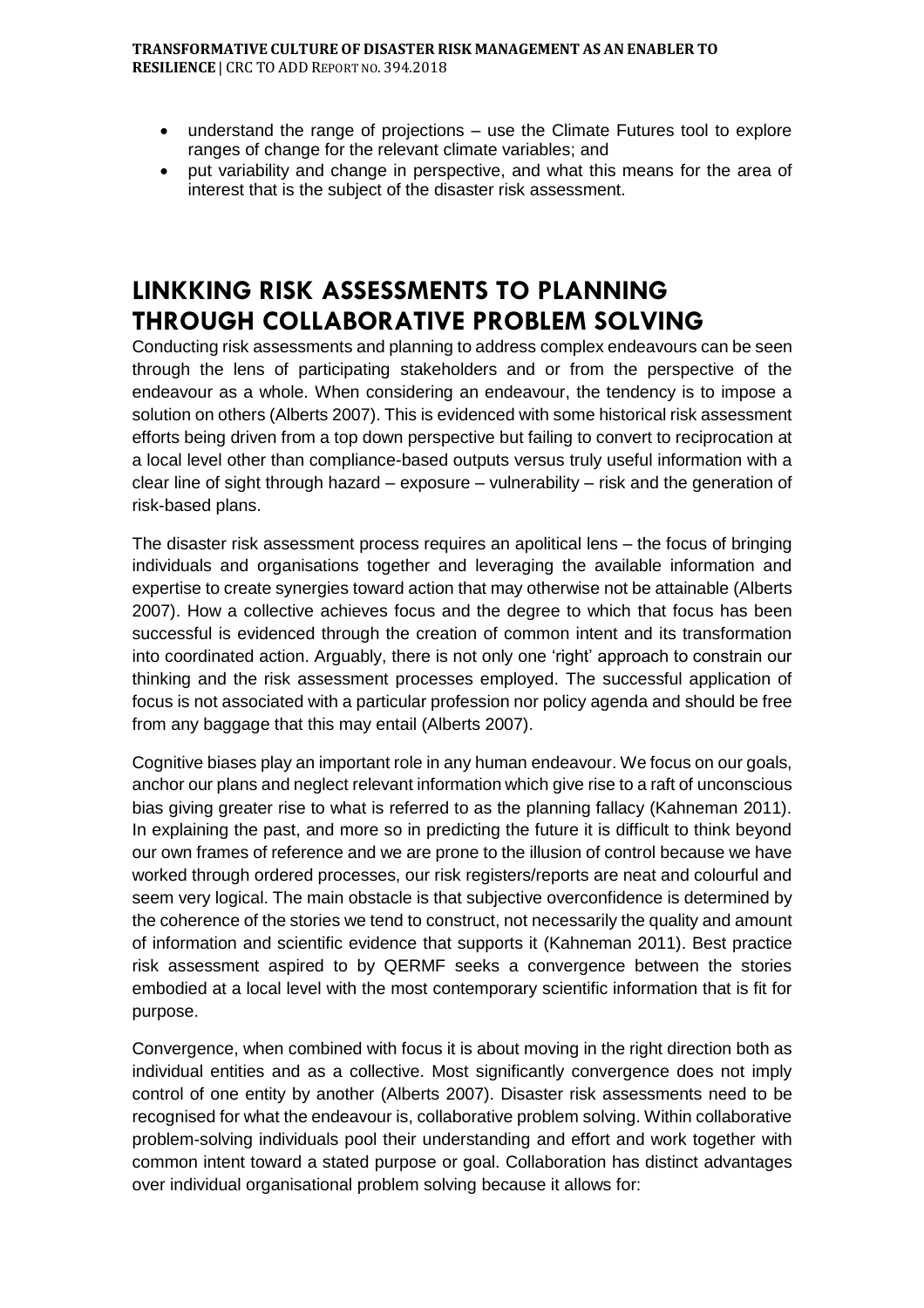- understand the range of projections – use the Climate Futures tool to explore ranges of change for the relevant climate variables; and
- put variability and change in perspective, and what this means for the area of interest that is the subject of the disaster risk assessment.

## LINKKING RISK ASSESSMENTS TO PLANNING THROUGH COLLABORATIVE PROBLEM SOLVING

Conducting risk assessments and planning to address complex endeavours can be seen through the lens of participating stakeholders and or from the perspective of the endeavour as a whole. When considering an endeavour, the tendency is to impose a solution on others (Alberts 2007). This is evidenced with some historical risk assessment efforts being driven from a top down perspective but failing to convert to reciprocation at a local level other than compliance-based outputs versus truly useful information with a clear line of sight through hazard – exposure – vulnerability – risk and the generation of risk-based plans.

The disaster risk assessment process requires an apolitical lens – the focus of bringing individuals and organisations together and leveraging the available information and expertise to create synergies toward action that may otherwise not be attainable (Alberts 2007). How a collective achieves focus and the degree to which that focus has been successful is evidenced through the creation of common intent and its transformation into coordinated action. Arguably, there is not only one 'right' approach to constrain our thinking and the risk assessment processes employed. The successful application of focus is not associated with a particular profession nor policy agenda and should be free from any baggage that this may entail (Alberts 2007).

Cognitive biases play an important role in any human endeavour. We focus on our goals, anchor our plans and neglect relevant information which give rise to a raft of unconscious bias giving greater rise to what is referred to as the planning fallacy (Kahneman 2011). In explaining the past, and more so in predicting the future it is difficult to think beyond our own frames of reference and we are prone to the illusion of control because we have worked through ordered processes, our risk registers/reports are neat and colourful and seem very logical. The main obstacle is that subjective overconfidence is determined by the coherence of the stories we tend to construct, not necessarily the quality and amount of information and scientific evidence that supports it (Kahneman 2011). Best practice risk assessment aspired to by QERMF seeks a convergence between the stories embodied at a local level with the most contemporary scientific information that is fit for purpose.

Convergence, when combined with focus it is about moving in the right direction both as individual entities and as a collective. Most significantly convergence does not imply control of one entity by another (Alberts 2007). Disaster risk assessments need to be recognised for what the endeavour is, collaborative problem solving. Within collaborative problem-solving individuals pool their understanding and effort and work together with common intent toward a stated purpose or goal. Collaboration has distinct advantages over individual organisational problem solving because it allows for: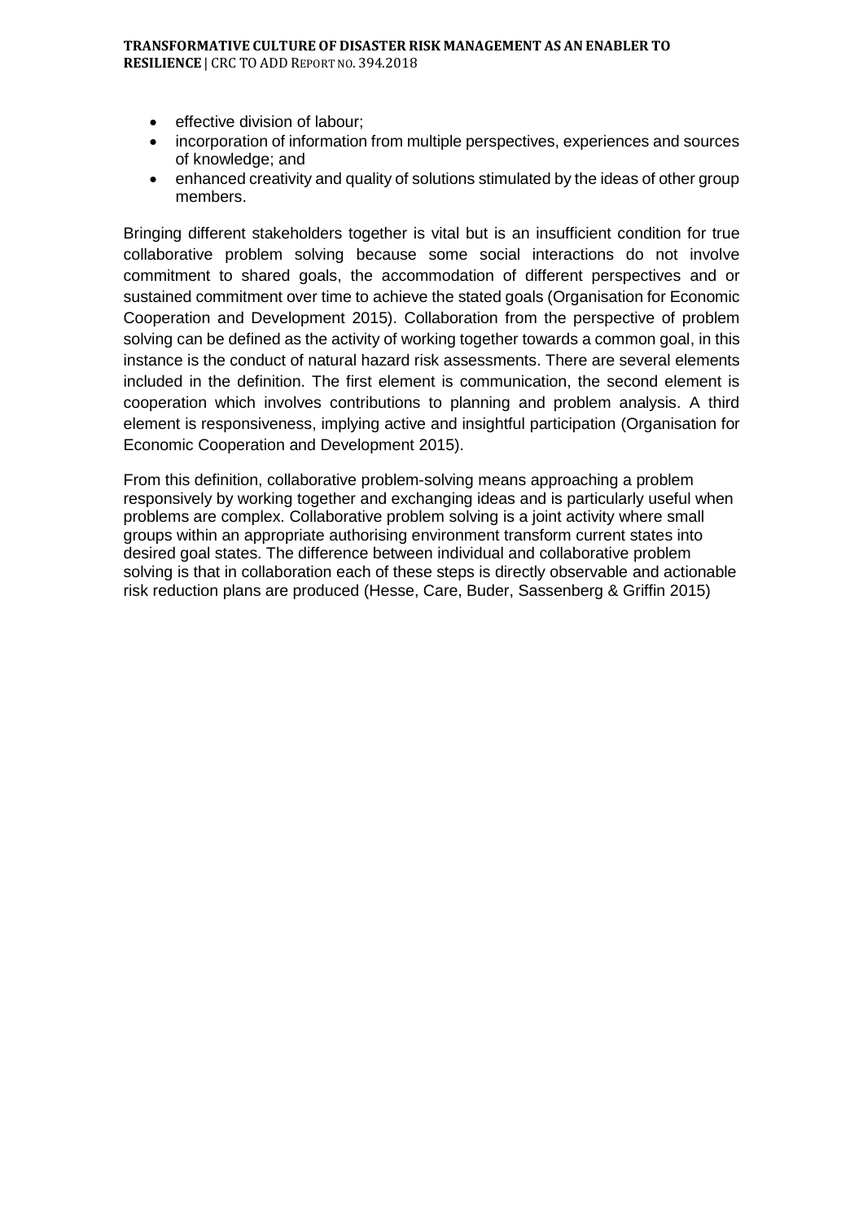- effective division of labour;
- incorporation of information from multiple perspectives, experiences and sources of knowledge; and
- enhanced creativity and quality of solutions stimulated by the ideas of other group members.

Bringing different stakeholders together is vital but is an insufficient condition for true collaborative problem solving because some social interactions do not involve commitment to shared goals, the accommodation of different perspectives and or sustained commitment over time to achieve the stated goals (Organisation for Economic Cooperation and Development 2015). Collaboration from the perspective of problem solving can be defined as the activity of working together towards a common goal, in this instance is the conduct of natural hazard risk assessments. There are several elements included in the definition. The first element is communication, the second element is cooperation which involves contributions to planning and problem analysis. A third element is responsiveness, implying active and insightful participation (Organisation for Economic Cooperation and Development 2015).

From this definition, collaborative problem-solving means approaching a problem responsively by working together and exchanging ideas and is particularly useful when problems are complex. Collaborative problem solving is a joint activity where small groups within an appropriate authorising environment transform current states into desired goal states. The difference between individual and collaborative problem solving is that in collaboration each of these steps is directly observable and actionable risk reduction plans are produced (Hesse, Care, Buder, Sassenberg & Griffin 2015)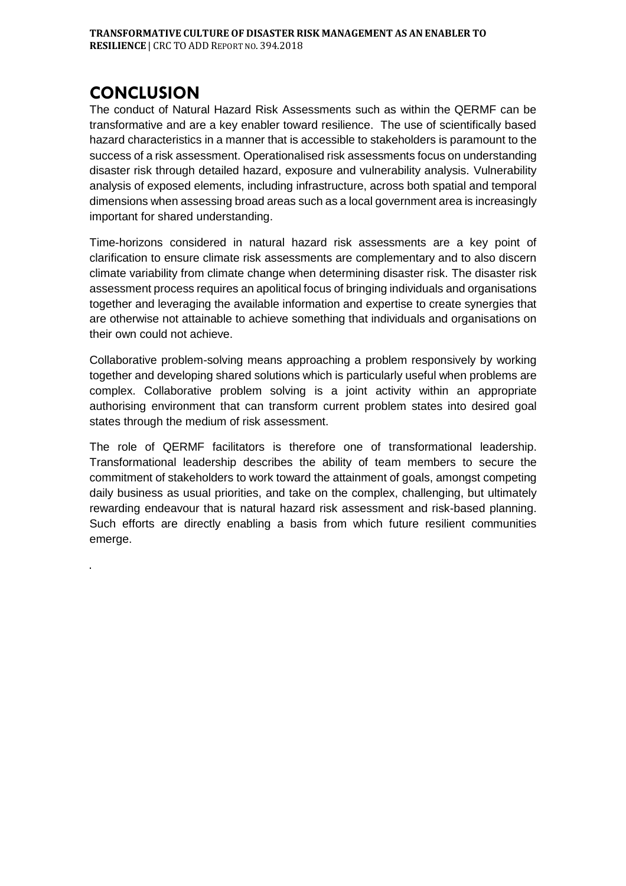# CONCLUSION

The conduct of Natural Hazard Risk Assessments such as within the QERMF can be transformative and are a key enabler toward resilience. The use of scientifically based hazard characteristics in a manner that is accessible to stakeholders is paramount to the success of a risk assessment. Operationalised risk assessments focus on understanding disaster risk through detailed hazard, exposure and vulnerability analysis. Vulnerability analysis of exposed elements, including infrastructure, across both spatial and temporal dimensions when assessing broad areas such as a local government area is increasingly important for shared understanding.

Time-horizons considered in natural hazard risk assessments are a key point of clarification to ensure climate risk assessments are complementary and to also discern climate variability from climate change when determining disaster risk. The disaster risk assessment process requires an apolitical focus of bringing individuals and organisations together and leveraging the available information and expertise to create synergies that are otherwise not attainable to achieve something that individuals and organisations on their own could not achieve.

Collaborative problem-solving means approaching a problem responsively by working together and developing shared solutions which is particularly useful when problems are complex. Collaborative problem solving is a joint activity within an appropriate authorising environment that can transform current problem states into desired goal states through the medium of risk assessment.

The role of QERMF facilitators is therefore one of transformational leadership. Transformational leadership describes the ability of team members to secure the commitment of stakeholders to work toward the attainment of goals, amongst competing daily business as usual priorities, and take on the complex, challenging, but ultimately rewarding endeavour that is natural hazard risk assessment and risk-based planning. Such efforts are directly enabling a basis from which future resilient communities emerge.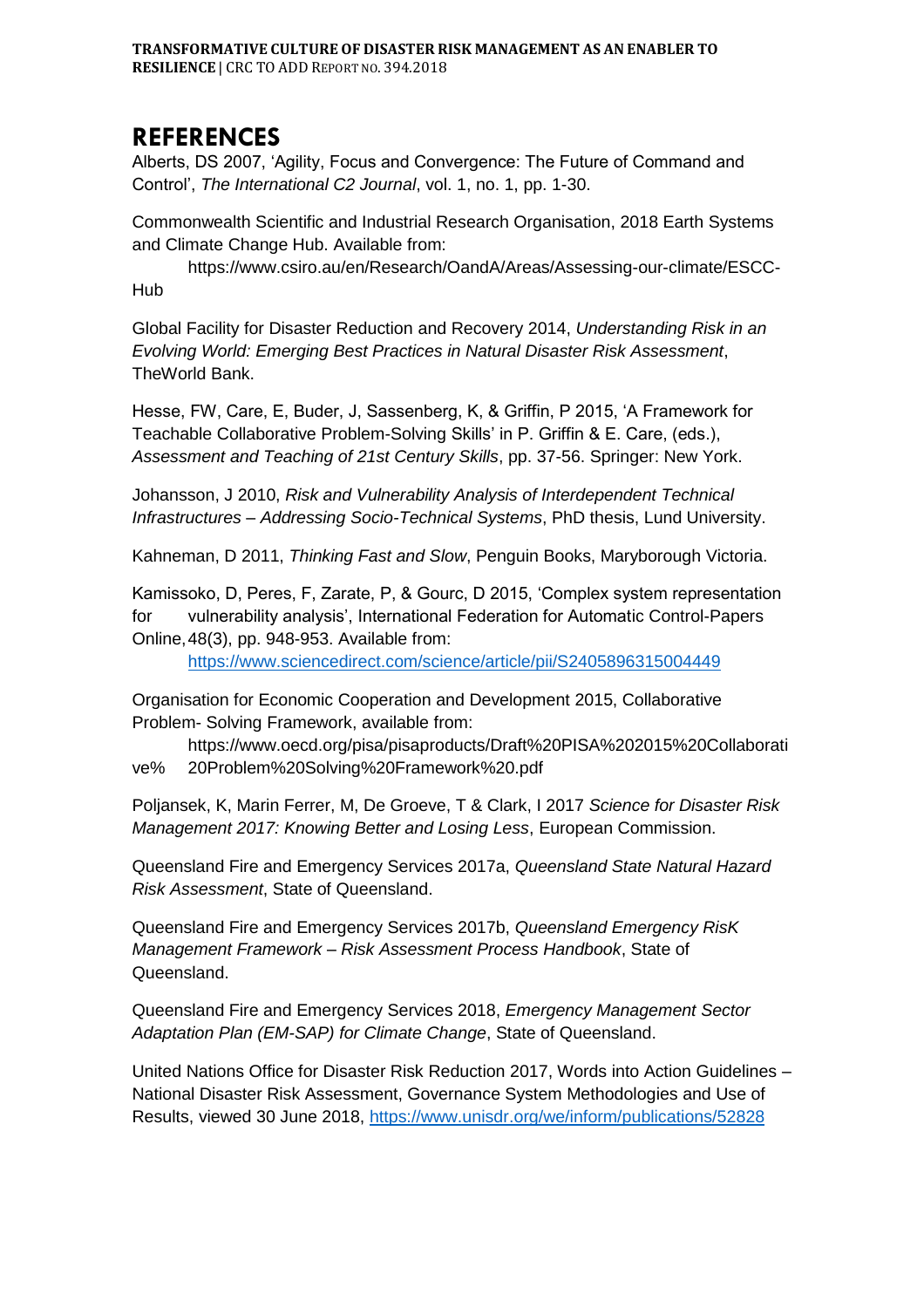# REFERENCES

Alberts, DS 2007, 'Agility, Focus and Convergence: The Future of Command and Control', *The International C2 Journal*, vol. 1, no. 1, pp. 1-30.

Commonwealth Scientific and Industrial Research Organisation, 2018 Earth Systems and Climate Change Hub. Available from: https://www.csiro.au/en/Research/OandA/Areas/Assessing-our-climate/ESCC-Hub

Global Facility for Disaster Reduction and Recovery 2014, *Understanding Risk in an Evolving World: Emerging Best Practices in Natural Disaster Risk Assessment*, TheWorld Bank.

Hesse, FW, Care, E, Buder, J, Sassenberg, K, & Griffin, P 2015, 'A Framework for Teachable Collaborative Problem-Solving Skills' in P. Griffin & E. Care, (eds.), *Assessment and Teaching of 21st Century Skills*, pp. 37-56. Springer: New York.

Johansson, J 2010, *Risk and Vulnerability Analysis of Interdependent Technical Infrastructures – Addressing Socio-Technical Systems*, PhD thesis, Lund University.

Kahneman, D 2011, *Thinking Fast and Slow*, Penguin Books, Maryborough Victoria.

Kamissoko, D, Peres, F, Zarate, P, & Gourc, D 2015, 'Complex system representation for vulnerability analysis', International Federation for Automatic Control-Papers Online, 48(3), pp. 948-953. Available from: https://www.sciencedirect.com/science/article/pii/S2405896315004449

Organisation for Economic Cooperation and Development 2015, Collaborative Problem- Solving Framework, available from: https://www.oecd.org/pisa/pisaproducts/Draft%20PISA%202015%20Collaborative% 20Problem%20Solving%20Framework%20.pdf

Poljansek, K, Marin Ferrer, M, De Groeve, T & Clark, I 2017 *Science for Disaster Risk Management 2017: Knowing Better and Losing Less*, European Commission.

Queensland Fire and Emergency Services 2017a, *Queensland State Natural Hazard Risk Assessment*, State of Queensland.

Queensland Fire and Emergency Services 2017b, *Queensland Emergency RisK Management Framework – Risk Assessment Process Handbook*, State of Queensland.

Queensland Fire and Emergency Services 2018, *Emergency Management Sector Adaptation Plan (EM-SAP) for Climate Change*, State of Queensland.

United Nations Office for Disaster Risk Reduction 2017, Words into Action Guidelines – National Disaster Risk Assessment, Governance System Methodologies and Use of Results, viewed 30 June 2018, https://www.unisdr.org/we/inform/publications/52828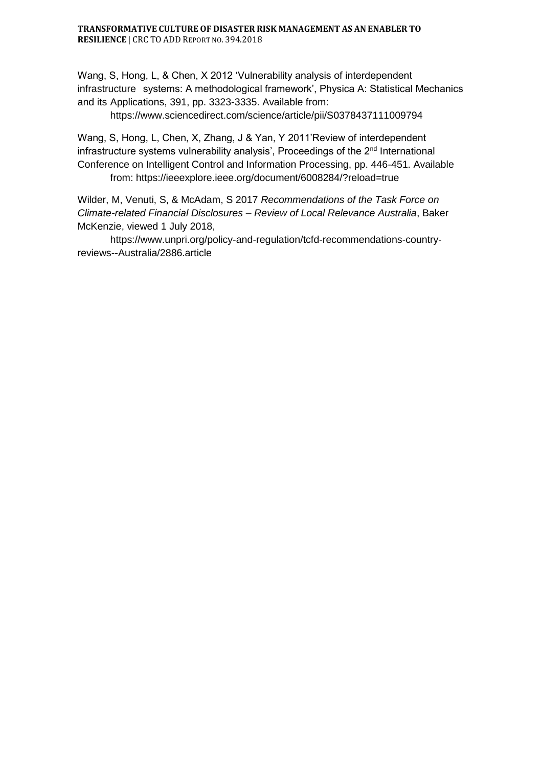Wang, S, Hong, L, & Chen, X 2012 'Vulnerability analysis of interdependent infrastructure systems: A methodological framework', Physica A: Statistical Mechanics and its Applications, 391, pp. 3323-3335. Available from: https://www.sciencedirect.com/science/article/pii/S0378437111009794

Wang, S, Hong, L, Chen, X, Zhang, J & Yan, Y 2011'Review of interdependent infrastructure systems vulnerability analysis', Proceedings of the 2nd International Conference on Intelligent Control and Information Processing, pp. 446-451. Available from: https://ieeexplore.ieee.org/document/6008284/?reload=true

Wilder, M, Venuti, S, & McAdam, S 2017 *Recommendations of the Task Force on Climate-related Financial Disclosures – Review of Local Relevance Australia*, Baker McKenzie, viewed 1 July 2018, https://www.unpri.org/policy-and-regulation/tcfd-recommendations-country-reviews--Australia/2886.article